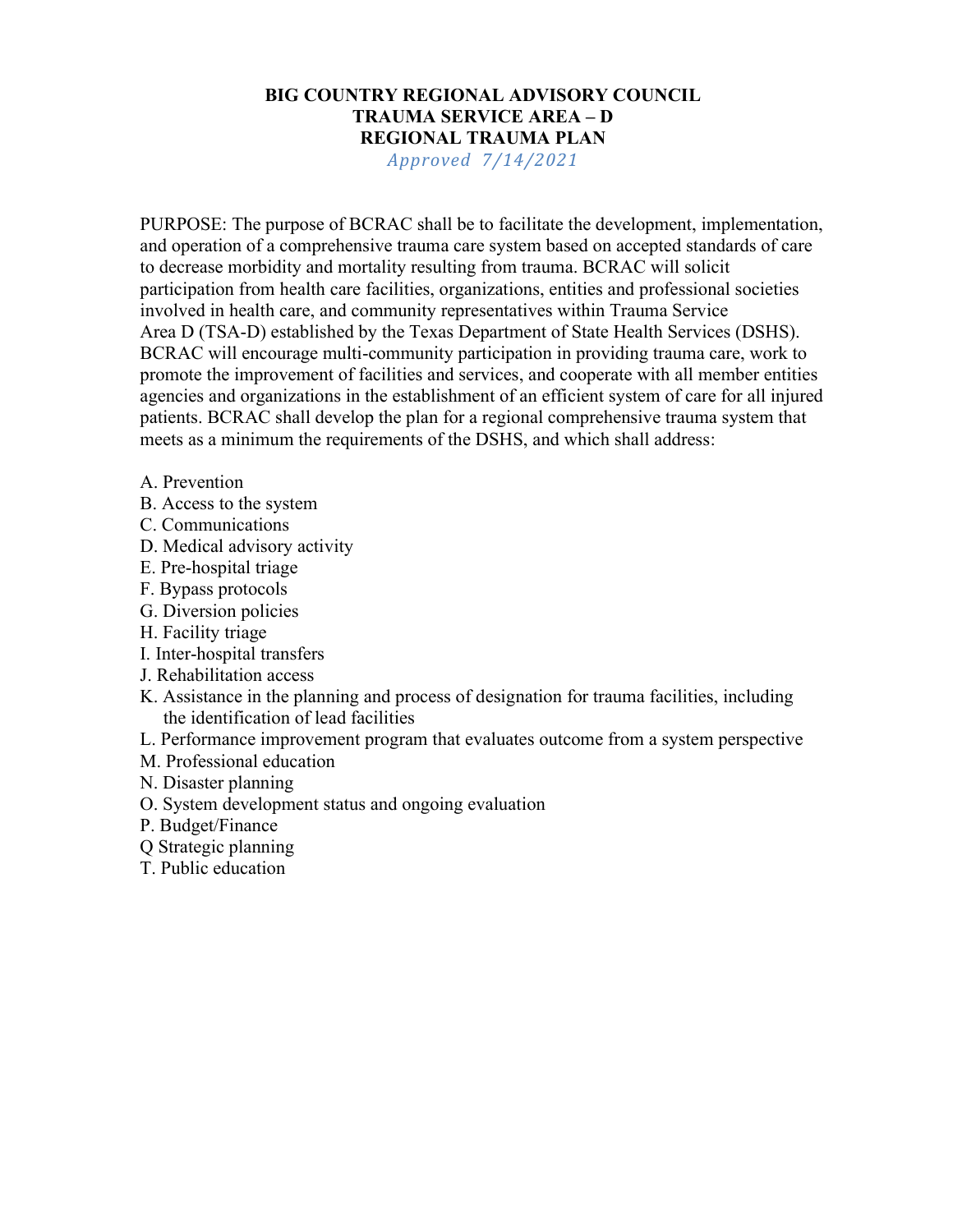# BIG COUNTRY REGIONAL ADVISORY COUNCIL
# TRAUMA SERVICE AREA – D
# REGIONAL TRAUMA PLAN

*Approved 7/14/2021*

PURPOSE: The purpose of BCRAC shall be to facilitate the development, implementation, and operation of a comprehensive trauma care system based on accepted standards of care to decrease morbidity and mortality resulting from trauma. BCRAC will solicit participation from health care facilities, organizations, entities and professional societies involved in health care, and community representatives within Trauma Service Area D (TSA-D) established by the Texas Department of State Health Services (DSHS). BCRAC will encourage multi-community participation in providing trauma care, work to promote the improvement of facilities and services, and cooperate with all member entities agencies and organizations in the establishment of an efficient system of care for all injured patients. BCRAC shall develop the plan for a regional comprehensive trauma system that meets as a minimum the requirements of the DSHS, and which shall address:

A. Prevention
B. Access to the system
C. Communications
D. Medical advisory activity
E. Pre-hospital triage
F. Bypass protocols
G. Diversion policies
H. Facility triage
I. Inter-hospital transfers
J. Rehabilitation access
K. Assistance in the planning and process of designation for trauma facilities, including the identification of lead facilities
L. Performance improvement program that evaluates outcome from a system perspective
M. Professional education
N. Disaster planning
O. System development status and ongoing evaluation
P. Budget/Finance
Q Strategic planning
T. Public education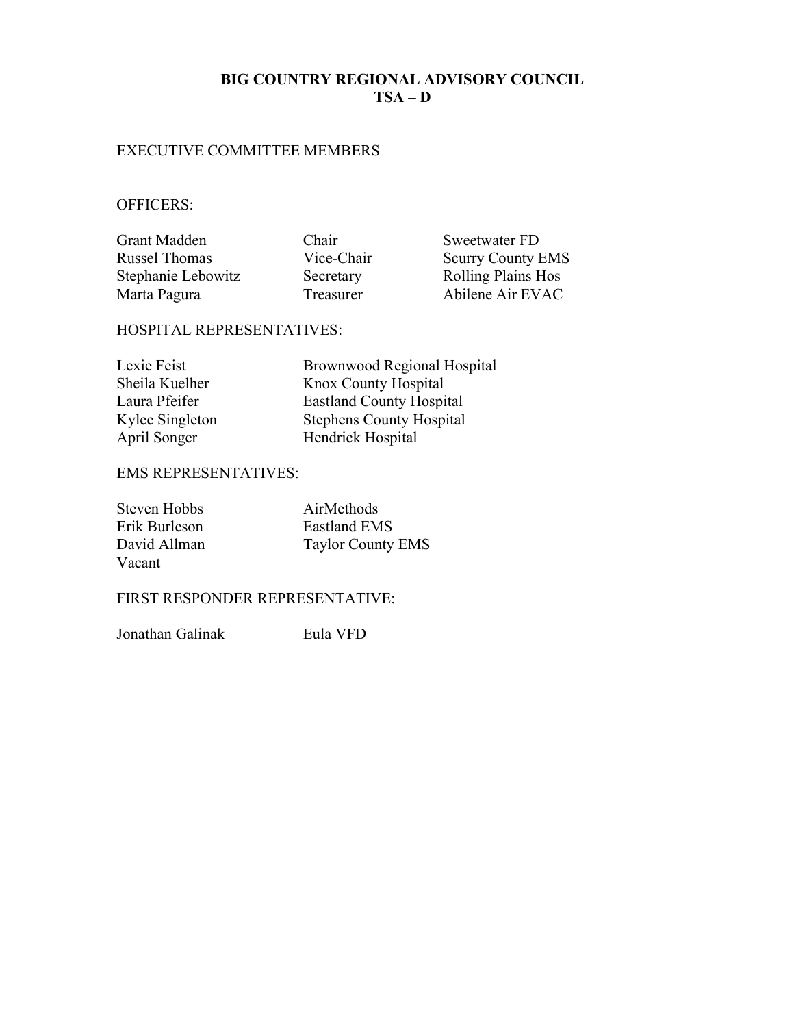# BIG COUNTRY REGIONAL ADVISORY COUNCIL
# TSA – D

EXECUTIVE COMMITTEE MEMBERS

OFFICERS:

| | | |
|---|---|---|
| Grant Madden | Chair | Sweetwater FD |
| Russel Thomas | Vice-Chair | Scurry County EMS |
| Stephanie Lebowitz | Secretary | Rolling Plains Hos |
| Marta Pagura | Treasurer | Abilene Air EVAC |

HOSPITAL REPRESENTATIVES:

| | |
|---|---|
| Lexie Feist | Brownwood Regional Hospital |
| Sheila Kuelher | Knox County Hospital |
| Laura Pfeifer | Eastland County Hospital |
| Kylee Singleton | Stephens County Hospital |
| April Songer | Hendrick Hospital |

EMS REPRESENTATIVES:

| | |
|---|---|
| Steven Hobbs | AirMethods |
| Erik Burleson | Eastland EMS |
| David Allman | Taylor County EMS |
| Vacant | |

FIRST RESPONDER REPRESENTATIVE:

| | |
|---|---|
| Jonathan Galinak | Eula VFD |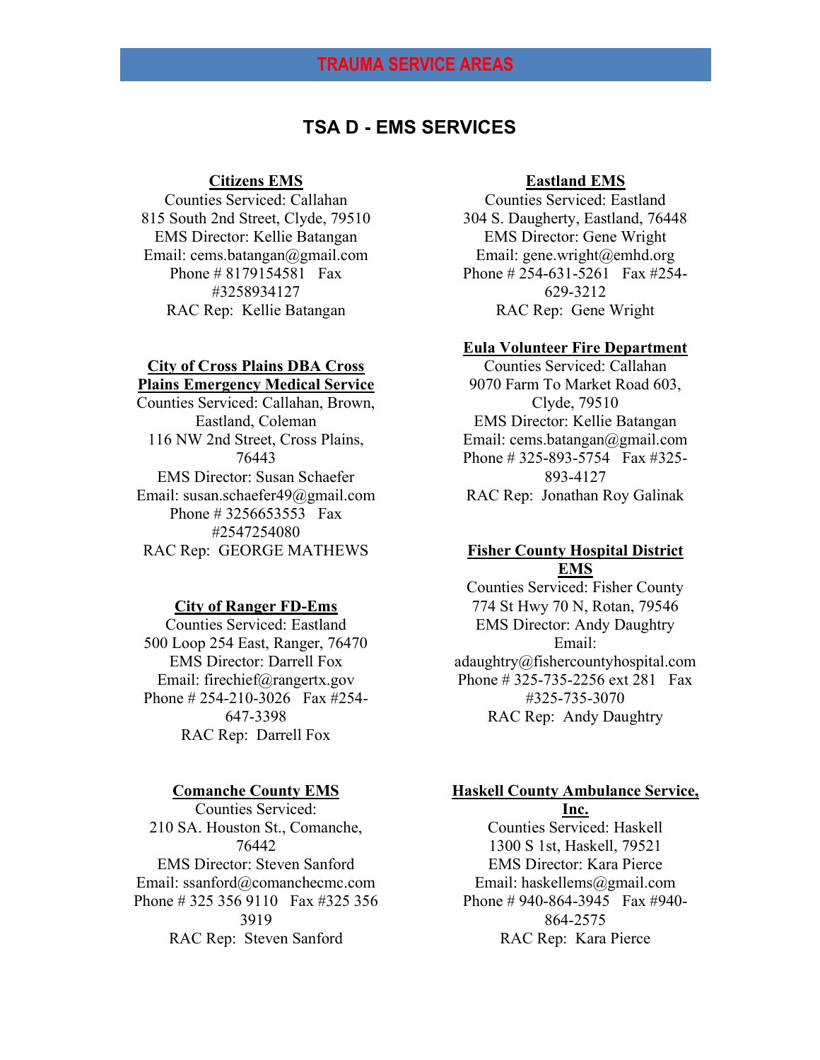## TRAUMA SERVICE AREAS

# TSA D - EMS SERVICES

**Citizens EMS**
Counties Serviced: Callahan
815 South 2nd Street, Clyde, 79510
EMS Director: Kellie Batangan
Email: cems.batangan@gmail.com
Phone # 8179154581 Fax #3258934127
RAC Rep: Kellie Batangan

**City of Cross Plains DBA Cross Plains Emergency Medical Service**
Counties Serviced: Callahan, Brown, Eastland, Coleman
116 NW 2nd Street, Cross Plains, 76443
EMS Director: Susan Schaefer
Email: susan.schaefer49@gmail.com
Phone # 3256653553 Fax #2547254080
RAC Rep: GEORGE MATHEWS

**City of Ranger FD-Ems**
Counties Serviced: Eastland
500 Loop 254 East, Ranger, 76470
EMS Director: Darrell Fox
Email: firechief@rangertx.gov
Phone # 254-210-3026 Fax #254-647-3398
RAC Rep: Darrell Fox

**Comanche County EMS**
Counties Serviced:
210 SA. Houston St., Comanche, 76442
EMS Director: Steven Sanford
Email: ssanford@comanchecmc.com
Phone # 325 356 9110 Fax #325 356 3919
RAC Rep: Steven Sanford

**Eastland EMS**
Counties Serviced: Eastland
304 S. Daugherty, Eastland, 76448
EMS Director: Gene Wright
Email: gene.wright@emhd.org
Phone # 254-631-5261 Fax #254-629-3212
RAC Rep: Gene Wright

**Eula Volunteer Fire Department**
Counties Serviced: Callahan
9070 Farm To Market Road 603, Clyde, 79510
EMS Director: Kellie Batangan
Email: cems.batangan@gmail.com
Phone # 325-893-5754 Fax #325-893-4127
RAC Rep: Jonathan Roy Galinak

**Fisher County Hospital District EMS**
Counties Serviced: Fisher County
774 St Hwy 70 N, Rotan, 79546
EMS Director: Andy Daughtry
Email: adaughtry@fishercountyhospital.com
Phone # 325-735-2256 ext 281 Fax #325-735-3070
RAC Rep: Andy Daughtry

**Haskell County Ambulance Service, Inc.**
Counties Serviced: Haskell
1300 S 1st, Haskell, 79521
EMS Director: Kara Pierce
Email: haskellems@gmail.com
Phone # 940-864-3945 Fax #940-864-2575
RAC Rep: Kara Pierce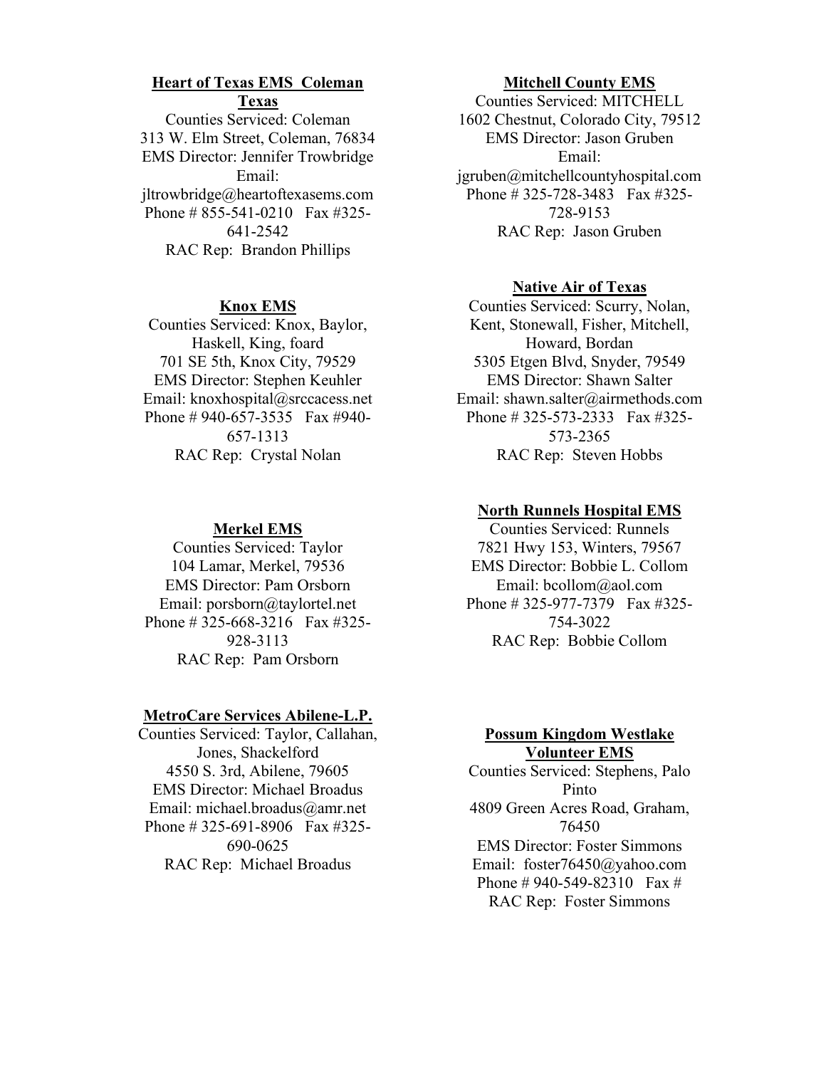**Heart of Texas EMS Coleman Texas**

Counties Serviced: Coleman
313 W. Elm Street, Coleman, 76834
EMS Director: Jennifer Trowbridge
Email: jltrowbridge@heartoftexasems.com
Phone # 855-541-0210 Fax #325-641-2542
RAC Rep: Brandon Phillips

**Knox EMS**

Counties Serviced: Knox, Baylor, Haskell, King, foard
701 SE 5th, Knox City, 79529
EMS Director: Stephen Keuhler
Email: knoxhospital@srccacess.net
Phone # 940-657-3535 Fax #940-657-1313
RAC Rep: Crystal Nolan

**Merkel EMS**

Counties Serviced: Taylor
104 Lamar, Merkel, 79536
EMS Director: Pam Orsborn
Email: porsborn@taylortel.net
Phone # 325-668-3216 Fax #325-928-3113
RAC Rep: Pam Orsborn

**MetroCare Services Abilene-L.P.**

Counties Serviced: Taylor, Callahan, Jones, Shackelford
4550 S. 3rd, Abilene, 79605
EMS Director: Michael Broadus
Email: michael.broadus@amr.net
Phone # 325-691-8906 Fax #325-690-0625
RAC Rep: Michael Broadus

**Mitchell County EMS**

Counties Serviced: MITCHELL
1602 Chestnut, Colorado City, 79512
EMS Director: Jason Gruben
Email: jgruben@mitchellcountyhospital.com
Phone # 325-728-3483 Fax #325-728-9153
RAC Rep: Jason Gruben

**Native Air of Texas**

Counties Serviced: Scurry, Nolan, Kent, Stonewall, Fisher, Mitchell, Howard, Bordan
5305 Etgen Blvd, Snyder, 79549
EMS Director: Shawn Salter
Email: shawn.salter@airmethods.com
Phone # 325-573-2333 Fax #325-573-2365
RAC Rep: Steven Hobbs

**North Runnels Hospital EMS**

Counties Serviced: Runnels
7821 Hwy 153, Winters, 79567
EMS Director: Bobbie L. Collom
Email: bcollom@aol.com
Phone # 325-977-7379 Fax #325-754-3022
RAC Rep: Bobbie Collom

**Possum Kingdom Westlake Volunteer EMS**

Counties Serviced: Stephens, Palo Pinto
4809 Green Acres Road, Graham, 76450
EMS Director: Foster Simmons
Email: foster76450@yahoo.com
Phone # 940-549-82310 Fax #
RAC Rep: Foster Simmons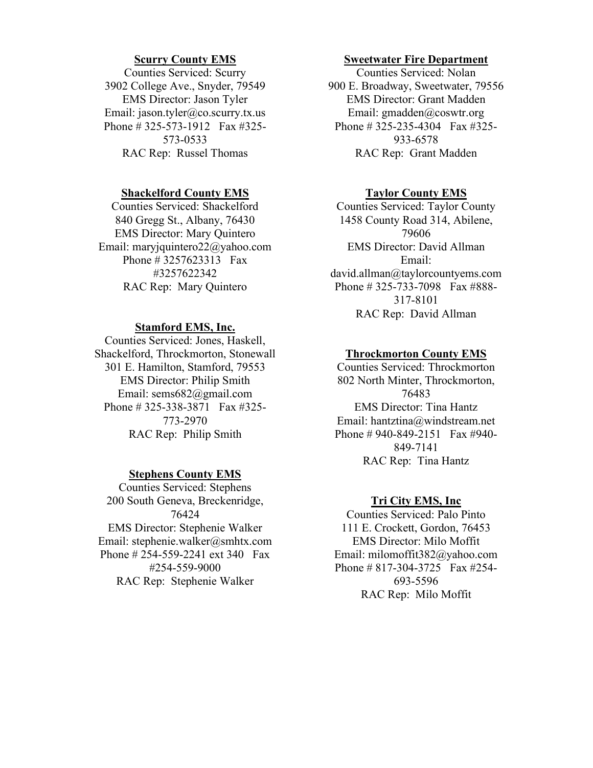**Scurry County EMS**

Counties Serviced: Scurry
3902 College Ave., Snyder, 79549
EMS Director: Jason Tyler
Email: jason.tyler@co.scurry.tx.us
Phone # 325-573-1912 Fax #325-573-0533
RAC Rep: Russel Thomas

**Shackelford County EMS**

Counties Serviced: Shackelford
840 Gregg St., Albany, 76430
EMS Director: Mary Quintero
Email: maryjquintero22@yahoo.com
Phone # 3257623313 Fax #3257622342
RAC Rep: Mary Quintero

**Stamford EMS, Inc.**

Counties Serviced: Jones, Haskell, Shackelford, Throckmorton, Stonewall
301 E. Hamilton, Stamford, 79553
EMS Director: Philip Smith
Email: sems682@gmail.com
Phone # 325-338-3871 Fax #325-773-2970
RAC Rep: Philip Smith

**Stephens County EMS**

Counties Serviced: Stephens
200 South Geneva, Breckenridge, 76424
EMS Director: Stephenie Walker
Email: stephenie.walker@smhtx.com
Phone # 254-559-2241 ext 340 Fax #254-559-9000
RAC Rep: Stephenie Walker

**Sweetwater Fire Department**

Counties Serviced: Nolan
900 E. Broadway, Sweetwater, 79556
EMS Director: Grant Madden
Email: gmadden@coswtr.org
Phone # 325-235-4304 Fax #325-933-6578
RAC Rep: Grant Madden

**Taylor County EMS**

Counties Serviced: Taylor County
1458 County Road 314, Abilene, 79606
EMS Director: David Allman
Email: david.allman@taylorcountyems.com
Phone # 325-733-7098 Fax #888-317-8101
RAC Rep: David Allman

**Throckmorton County EMS**

Counties Serviced: Throckmorton
802 North Minter, Throckmorton, 76483
EMS Director: Tina Hantz
Email: hantztina@windstream.net
Phone # 940-849-2151 Fax #940-849-7141
RAC Rep: Tina Hantz

**Tri City EMS, Inc**

Counties Serviced: Palo Pinto
111 E. Crockett, Gordon, 76453
EMS Director: Milo Moffit
Email: milomoffit382@yahoo.com
Phone # 817-304-3725 Fax #254-693-5596
RAC Rep: Milo Moffit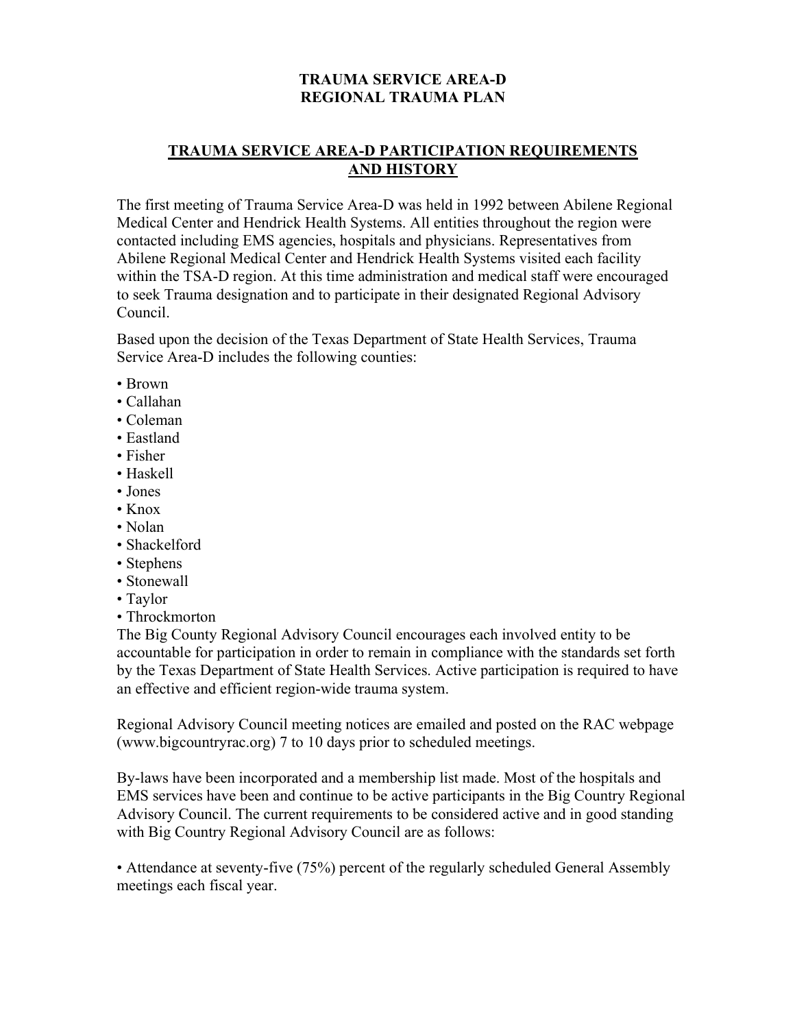# TRAUMA SERVICE AREA-D
# REGIONAL TRAUMA PLAN

## TRAUMA SERVICE AREA-D PARTICIPATION REQUIREMENTS AND HISTORY

The first meeting of Trauma Service Area-D was held in 1992 between Abilene Regional Medical Center and Hendrick Health Systems. All entities throughout the region were contacted including EMS agencies, hospitals and physicians. Representatives from Abilene Regional Medical Center and Hendrick Health Systems visited each facility within the TSA-D region. At this time administration and medical staff were encouraged to seek Trauma designation and to participate in their designated Regional Advisory Council.

Based upon the decision of the Texas Department of State Health Services, Trauma Service Area-D includes the following counties:

- Brown
- Callahan
- Coleman
- Eastland
- Fisher
- Haskell
- Jones
- Knox
- Nolan
- Shackelford
- Stephens
- Stonewall
- Taylor
- Throckmorton

The Big County Regional Advisory Council encourages each involved entity to be accountable for participation in order to remain in compliance with the standards set forth by the Texas Department of State Health Services. Active participation is required to have an effective and efficient region-wide trauma system.

Regional Advisory Council meeting notices are emailed and posted on the RAC webpage (www.bigcountryrac.org) 7 to 10 days prior to scheduled meetings.

By-laws have been incorporated and a membership list made. Most of the hospitals and EMS services have been and continue to be active participants in the Big Country Regional Advisory Council. The current requirements to be considered active and in good standing with Big Country Regional Advisory Council are as follows:

- Attendance at seventy-five (75%) percent of the regularly scheduled General Assembly meetings each fiscal year.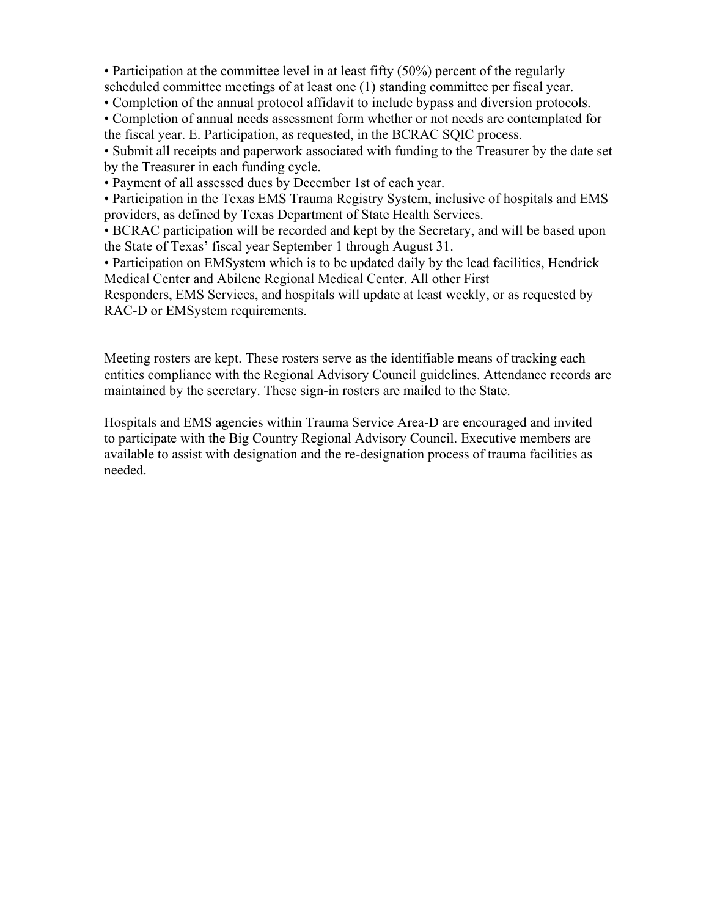- Participation at the committee level in at least fifty (50%) percent of the regularly scheduled committee meetings of at least one (1) standing committee per fiscal year.
- Completion of the annual protocol affidavit to include bypass and diversion protocols.
- Completion of annual needs assessment form whether or not needs are contemplated for the fiscal year. E. Participation, as requested, in the BCRAC SQIC process.
- Submit all receipts and paperwork associated with funding to the Treasurer by the date set by the Treasurer in each funding cycle.
- Payment of all assessed dues by December 1st of each year.
- Participation in the Texas EMS Trauma Registry System, inclusive of hospitals and EMS providers, as defined by Texas Department of State Health Services.
- BCRAC participation will be recorded and kept by the Secretary, and will be based upon the State of Texas' fiscal year September 1 through August 31.
- Participation on EMSystem which is to be updated daily by the lead facilities, Hendrick Medical Center and Abilene Regional Medical Center. All other First Responders, EMS Services, and hospitals will update at least weekly, or as requested by RAC-D or EMSystem requirements.

Meeting rosters are kept. These rosters serve as the identifiable means of tracking each entities compliance with the Regional Advisory Council guidelines. Attendance records are maintained by the secretary. These sign-in rosters are mailed to the State.

Hospitals and EMS agencies within Trauma Service Area-D are encouraged and invited to participate with the Big Country Regional Advisory Council. Executive members are available to assist with designation and the re-designation process of trauma facilities as needed.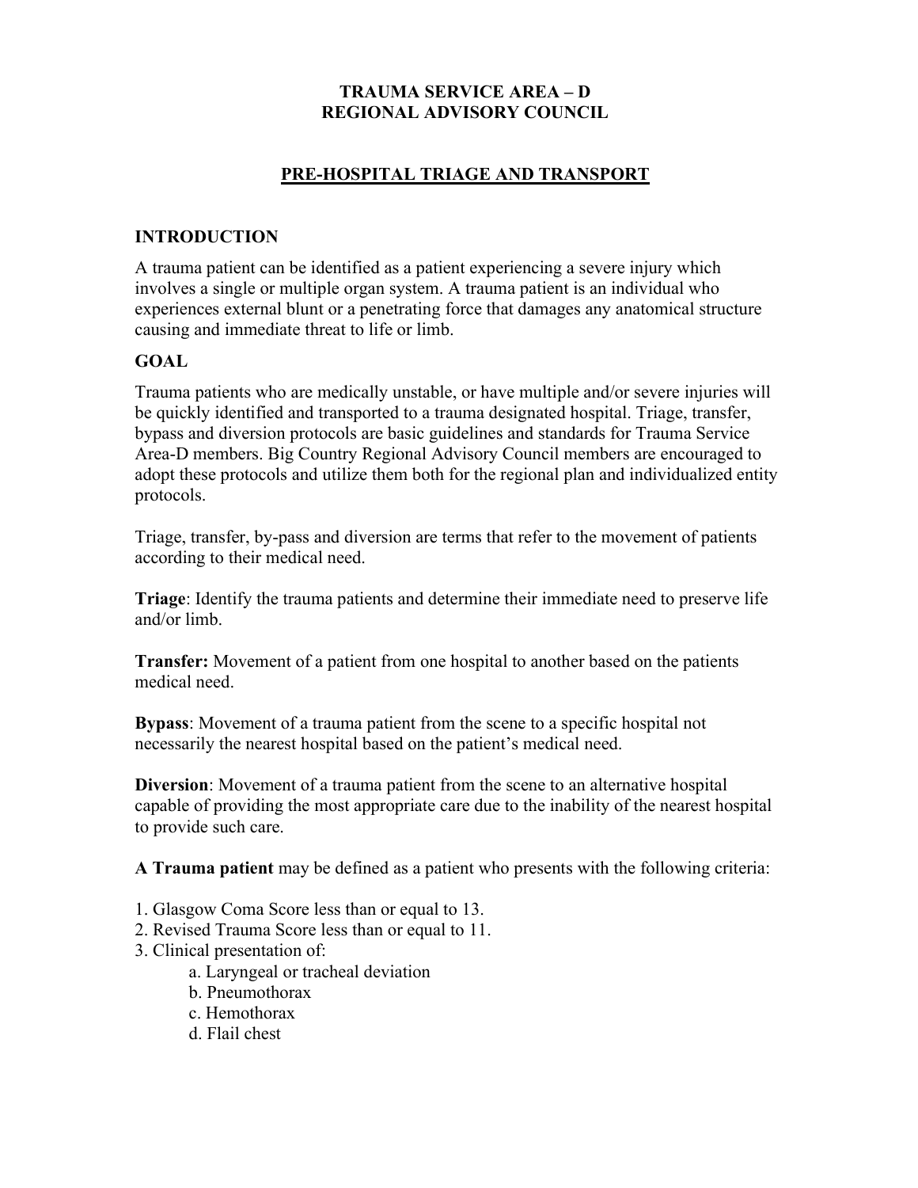# TRAUMA SERVICE AREA – D
# REGIONAL ADVISORY COUNCIL

## PRE-HOSPITAL TRIAGE AND TRANSPORT

### INTRODUCTION

A trauma patient can be identified as a patient experiencing a severe injury which involves a single or multiple organ system. A trauma patient is an individual who experiences external blunt or a penetrating force that damages any anatomical structure causing and immediate threat to life or limb.

### GOAL

Trauma patients who are medically unstable, or have multiple and/or severe injuries will be quickly identified and transported to a trauma designated hospital. Triage, transfer, bypass and diversion protocols are basic guidelines and standards for Trauma Service Area-D members. Big Country Regional Advisory Council members are encouraged to adopt these protocols and utilize them both for the regional plan and individualized entity protocols.

Triage, transfer, by-pass and diversion are terms that refer to the movement of patients according to their medical need.

**Triage**: Identify the trauma patients and determine their immediate need to preserve life and/or limb.

**Transfer:** Movement of a patient from one hospital to another based on the patients medical need.

**Bypass**: Movement of a trauma patient from the scene to a specific hospital not necessarily the nearest hospital based on the patient's medical need.

**Diversion**: Movement of a trauma patient from the scene to an alternative hospital capable of providing the most appropriate care due to the inability of the nearest hospital to provide such care.

**A Trauma patient** may be defined as a patient who presents with the following criteria:

1. Glasgow Coma Score less than or equal to 13.
2. Revised Trauma Score less than or equal to 11.
3. Clinical presentation of:
    - a. Laryngeal or tracheal deviation
    - b. Pneumothorax
    - c. Hemothorax
    - d. Flail chest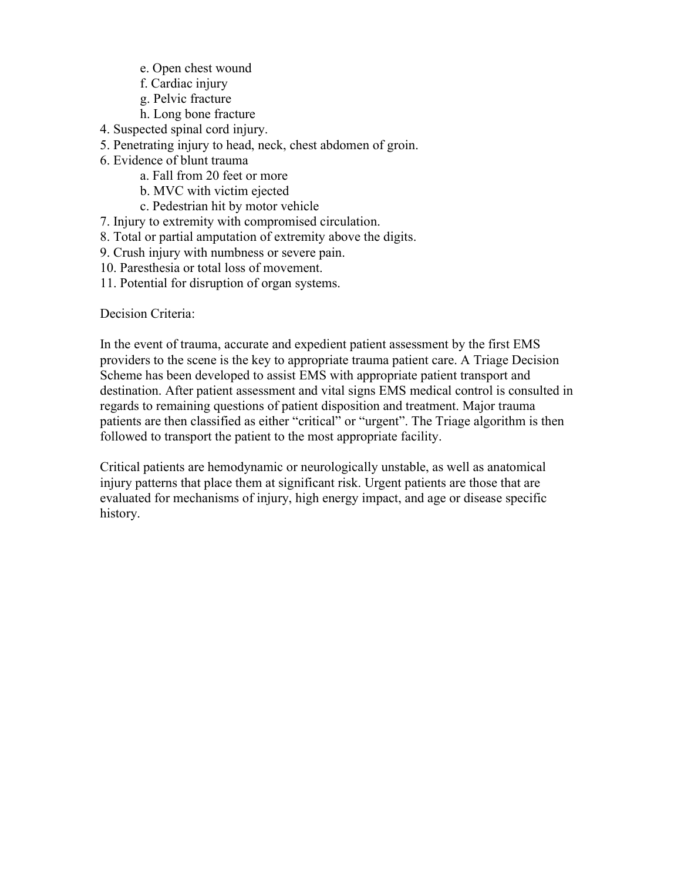e. Open chest wound
   f. Cardiac injury
   g. Pelvic fracture
   h. Long bone fracture
4. Suspected spinal cord injury.
5. Penetrating injury to head, neck, chest abdomen of groin.
6. Evidence of blunt trauma
   a. Fall from 20 feet or more
   b. MVC with victim ejected
   c. Pedestrian hit by motor vehicle
7. Injury to extremity with compromised circulation.
8. Total or partial amputation of extremity above the digits.
9. Crush injury with numbness or severe pain.
10. Paresthesia or total loss of movement.
11. Potential for disruption of organ systems.

Decision Criteria:

In the event of trauma, accurate and expedient patient assessment by the first EMS providers to the scene is the key to appropriate trauma patient care. A Triage Decision Scheme has been developed to assist EMS with appropriate patient transport and destination. After patient assessment and vital signs EMS medical control is consulted in regards to remaining questions of patient disposition and treatment. Major trauma patients are then classified as either "critical" or "urgent". The Triage algorithm is then followed to transport the patient to the most appropriate facility.

Critical patients are hemodynamic or neurologically unstable, as well as anatomical injury patterns that place them at significant risk. Urgent patients are those that are evaluated for mechanisms of injury, high energy impact, and age or disease specific history.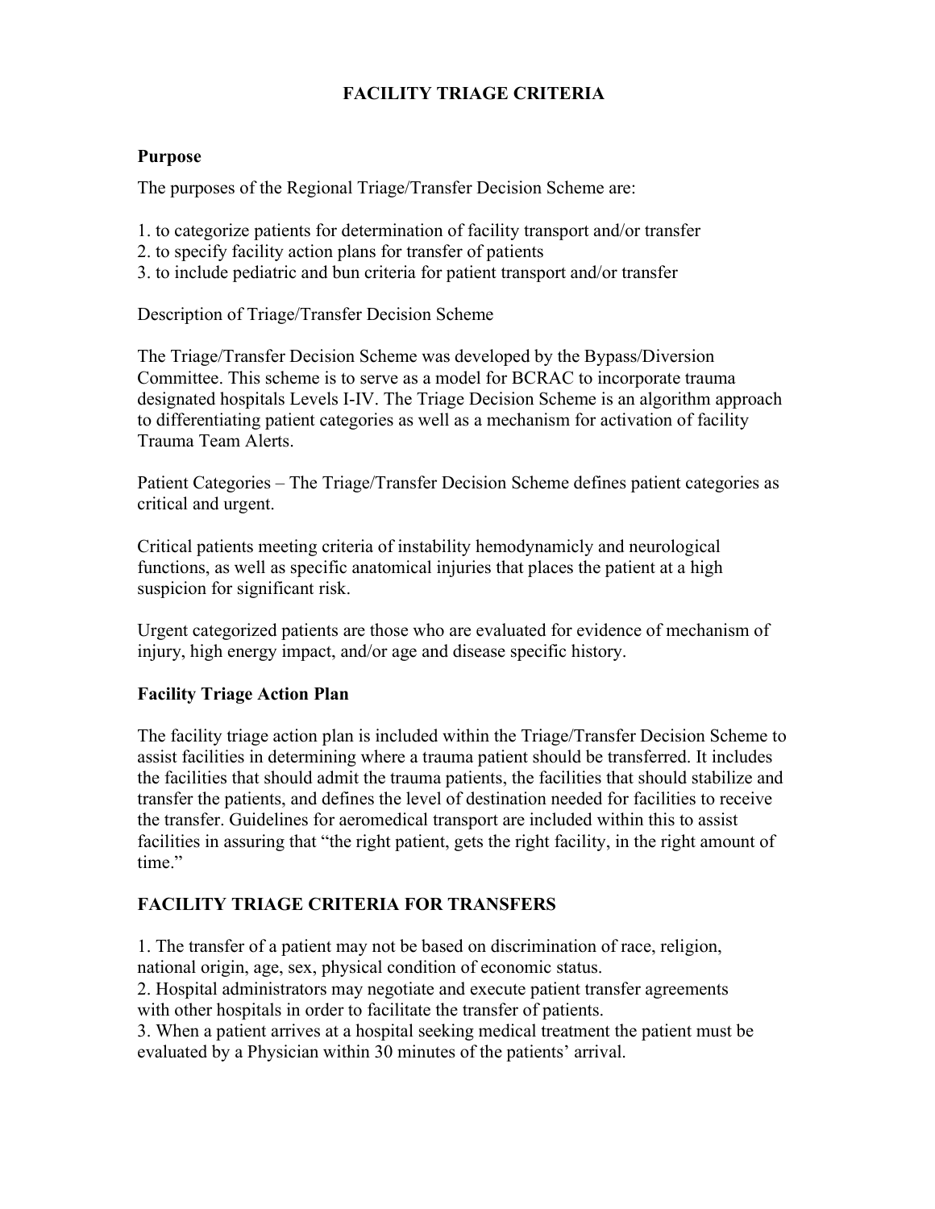# FACILITY TRIAGE CRITERIA

## Purpose

The purposes of the Regional Triage/Transfer Decision Scheme are:

1. to categorize patients for determination of facility transport and/or transfer
2. to specify facility action plans for transfer of patients
3. to include pediatric and bun criteria for patient transport and/or transfer

Description of Triage/Transfer Decision Scheme

The Triage/Transfer Decision Scheme was developed by the Bypass/Diversion Committee. This scheme is to serve as a model for BCRAC to incorporate trauma designated hospitals Levels I-IV. The Triage Decision Scheme is an algorithm approach to differentiating patient categories as well as a mechanism for activation of facility Trauma Team Alerts.

Patient Categories – The Triage/Transfer Decision Scheme defines patient categories as critical and urgent.

Critical patients meeting criteria of instability hemodynamicly and neurological functions, as well as specific anatomical injuries that places the patient at a high suspicion for significant risk.

Urgent categorized patients are those who are evaluated for evidence of mechanism of injury, high energy impact, and/or age and disease specific history.

## Facility Triage Action Plan

The facility triage action plan is included within the Triage/Transfer Decision Scheme to assist facilities in determining where a trauma patient should be transferred. It includes the facilities that should admit the trauma patients, the facilities that should stabilize and transfer the patients, and defines the level of destination needed for facilities to receive the transfer. Guidelines for aeromedical transport are included within this to assist facilities in assuring that "the right patient, gets the right facility, in the right amount of time."

## FACILITY TRIAGE CRITERIA FOR TRANSFERS

1. The transfer of a patient may not be based on discrimination of race, religion, national origin, age, sex, physical condition of economic status.
2. Hospital administrators may negotiate and execute patient transfer agreements with other hospitals in order to facilitate the transfer of patients.
3. When a patient arrives at a hospital seeking medical treatment the patient must be evaluated by a Physician within 30 minutes of the patients' arrival.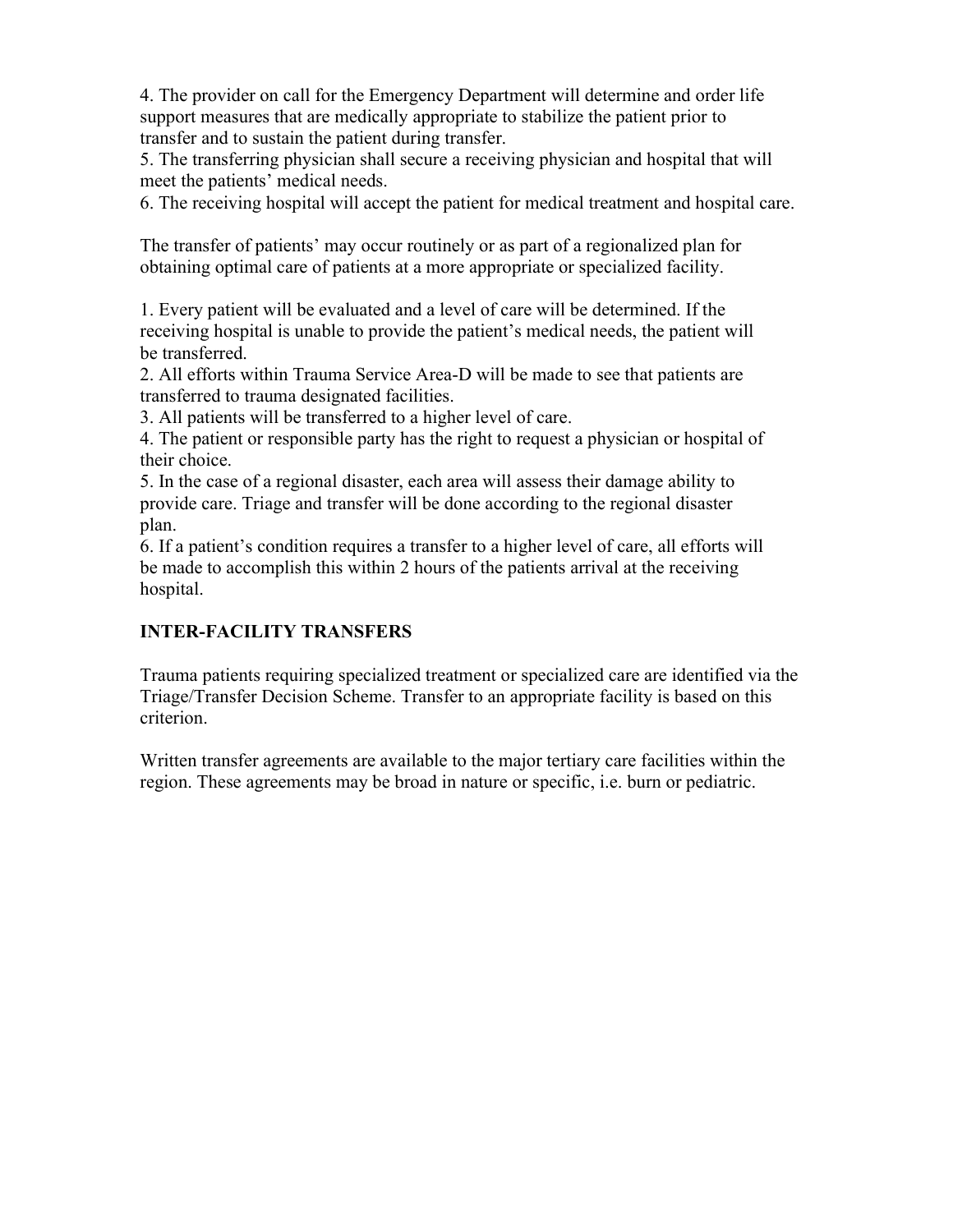4. The provider on call for the Emergency Department will determine and order life support measures that are medically appropriate to stabilize the patient prior to transfer and to sustain the patient during transfer.
5. The transferring physician shall secure a receiving physician and hospital that will meet the patients' medical needs.
6. The receiving hospital will accept the patient for medical treatment and hospital care.

The transfer of patients' may occur routinely or as part of a regionalized plan for obtaining optimal care of patients at a more appropriate or specialized facility.

1. Every patient will be evaluated and a level of care will be determined. If the receiving hospital is unable to provide the patient's medical needs, the patient will be transferred.
2. All efforts within Trauma Service Area-D will be made to see that patients are transferred to trauma designated facilities.
3. All patients will be transferred to a higher level of care.
4. The patient or responsible party has the right to request a physician or hospital of their choice.
5. In the case of a regional disaster, each area will assess their damage ability to provide care. Triage and transfer will be done according to the regional disaster plan.
6. If a patient's condition requires a transfer to a higher level of care, all efforts will be made to accomplish this within 2 hours of the patients arrival at the receiving hospital.

## INTER-FACILITY TRANSFERS

Trauma patients requiring specialized treatment or specialized care are identified via the Triage/Transfer Decision Scheme. Transfer to an appropriate facility is based on this criterion.

Written transfer agreements are available to the major tertiary care facilities within the region. These agreements may be broad in nature or specific, i.e. burn or pediatric.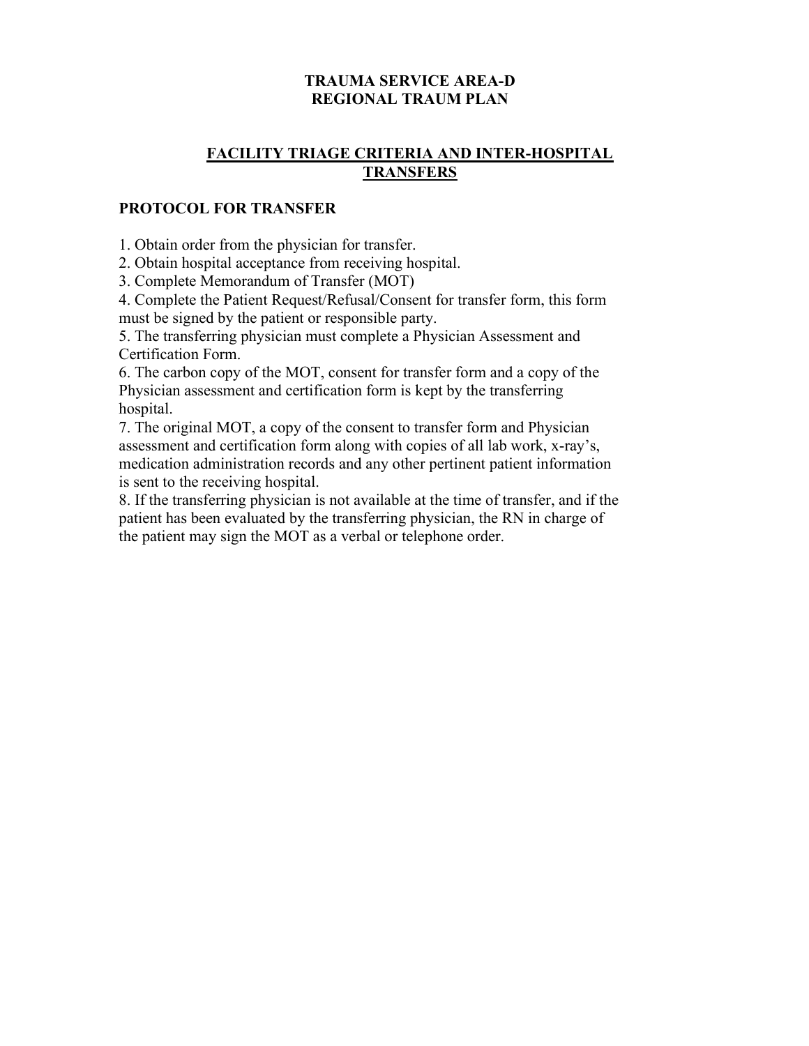# TRAUMA SERVICE AREA-D
# REGIONAL TRAUM PLAN

## FACILITY TRIAGE CRITERIA AND INTER-HOSPITAL TRANSFERS

### PROTOCOL FOR TRANSFER

1. Obtain order from the physician for transfer.
2. Obtain hospital acceptance from receiving hospital.
3. Complete Memorandum of Transfer (MOT)
4. Complete the Patient Request/Refusal/Consent for transfer form, this form must be signed by the patient or responsible party.
5. The transferring physician must complete a Physician Assessment and Certification Form.
6. The carbon copy of the MOT, consent for transfer form and a copy of the Physician assessment and certification form is kept by the transferring hospital.
7. The original MOT, a copy of the consent to transfer form and Physician assessment and certification form along with copies of all lab work, x-ray's, medication administration records and any other pertinent patient information is sent to the receiving hospital.
8. If the transferring physician is not available at the time of transfer, and if the patient has been evaluated by the transferring physician, the RN in charge of the patient may sign the MOT as a verbal or telephone order.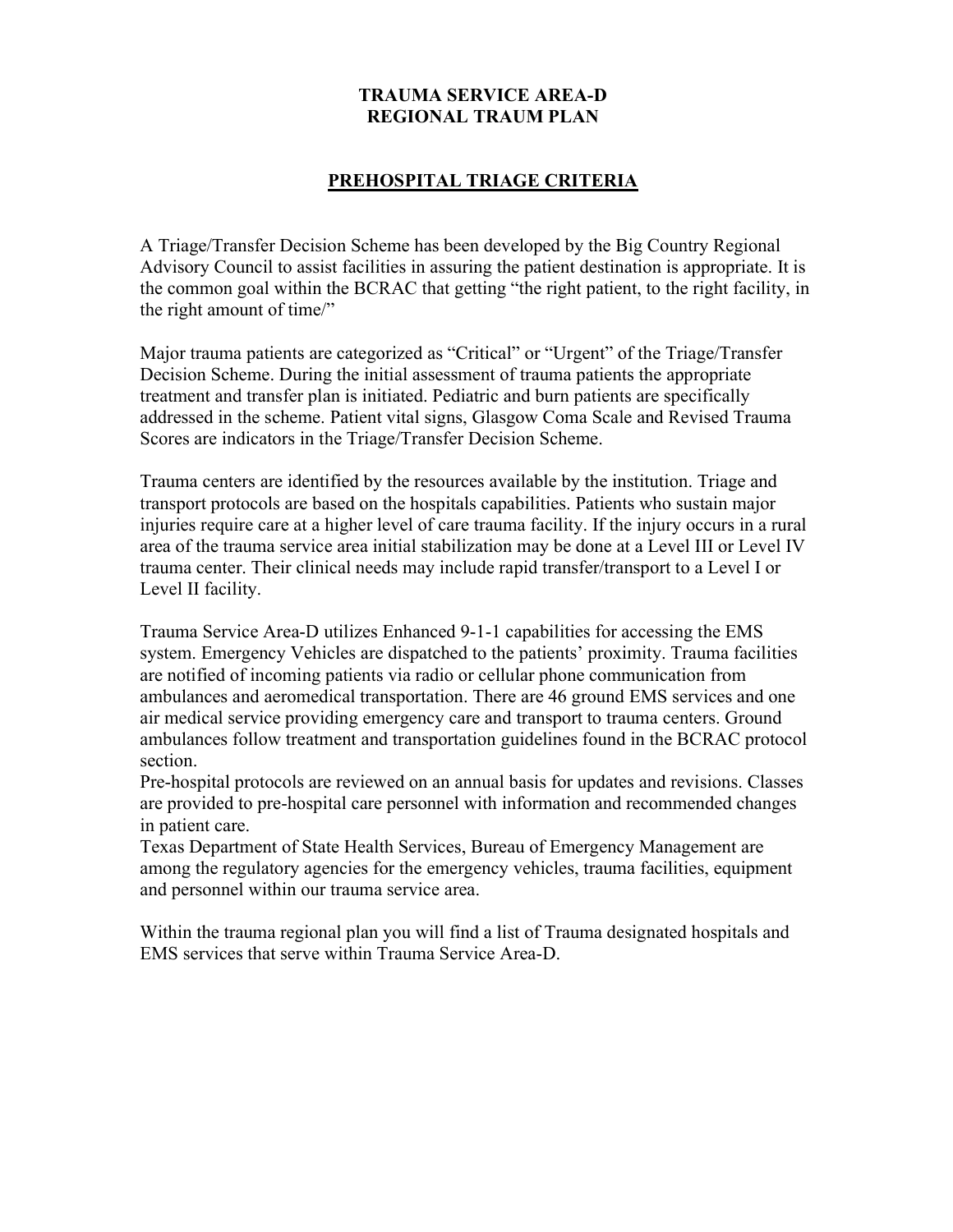**TRAUMA SERVICE AREA-D**
**REGIONAL TRAUM PLAN**

## PREHOSPITAL TRIAGE CRITERIA

A Triage/Transfer Decision Scheme has been developed by the Big Country Regional Advisory Council to assist facilities in assuring the patient destination is appropriate. It is the common goal within the BCRAC that getting "the right patient, to the right facility, in the right amount of time/"

Major trauma patients are categorized as "Critical" or "Urgent" of the Triage/Transfer Decision Scheme. During the initial assessment of trauma patients the appropriate treatment and transfer plan is initiated. Pediatric and burn patients are specifically addressed in the scheme. Patient vital signs, Glasgow Coma Scale and Revised Trauma Scores are indicators in the Triage/Transfer Decision Scheme.

Trauma centers are identified by the resources available by the institution. Triage and transport protocols are based on the hospitals capabilities. Patients who sustain major injuries require care at a higher level of care trauma facility. If the injury occurs in a rural area of the trauma service area initial stabilization may be done at a Level III or Level IV trauma center. Their clinical needs may include rapid transfer/transport to a Level I or Level II facility.

Trauma Service Area-D utilizes Enhanced 9-1-1 capabilities for accessing the EMS system. Emergency Vehicles are dispatched to the patients' proximity. Trauma facilities are notified of incoming patients via radio or cellular phone communication from ambulances and aeromedical transportation. There are 46 ground EMS services and one air medical service providing emergency care and transport to trauma centers. Ground ambulances follow treatment and transportation guidelines found in the BCRAC protocol section.

Pre-hospital protocols are reviewed on an annual basis for updates and revisions. Classes are provided to pre-hospital care personnel with information and recommended changes in patient care.

Texas Department of State Health Services, Bureau of Emergency Management are among the regulatory agencies for the emergency vehicles, trauma facilities, equipment and personnel within our trauma service area.

Within the trauma regional plan you will find a list of Trauma designated hospitals and EMS services that serve within Trauma Service Area-D.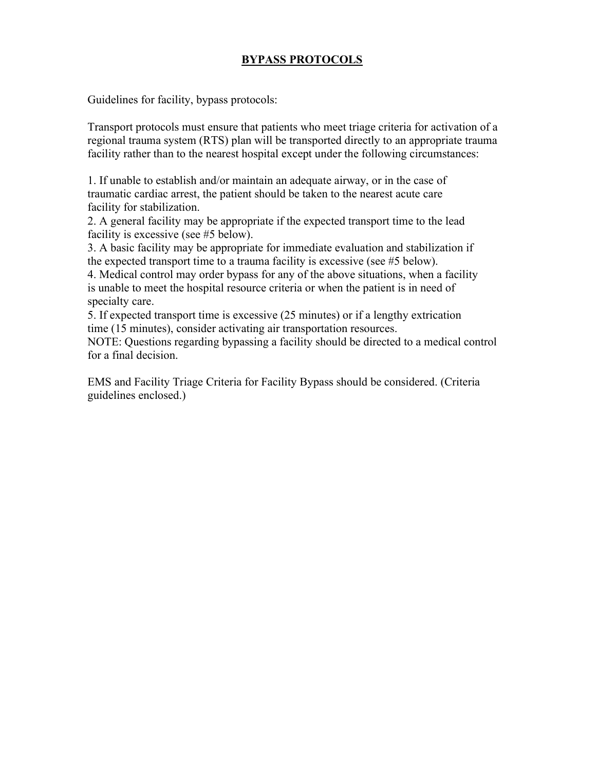# BYPASS PROTOCOLS

Guidelines for facility, bypass protocols:

Transport protocols must ensure that patients who meet triage criteria for activation of a regional trauma system (RTS) plan will be transported directly to an appropriate trauma facility rather than to the nearest hospital except under the following circumstances:

1. If unable to establish and/or maintain an adequate airway, or in the case of traumatic cardiac arrest, the patient should be taken to the nearest acute care facility for stabilization.
2. A general facility may be appropriate if the expected transport time to the lead facility is excessive (see #5 below).
3. A basic facility may be appropriate for immediate evaluation and stabilization if the expected transport time to a trauma facility is excessive (see #5 below).
4. Medical control may order bypass for any of the above situations, when a facility is unable to meet the hospital resource criteria or when the patient is in need of specialty care.
5. If expected transport time is excessive (25 minutes) or if a lengthy extrication time (15 minutes), consider activating air transportation resources.

NOTE: Questions regarding bypassing a facility should be directed to a medical control for a final decision.

EMS and Facility Triage Criteria for Facility Bypass should be considered. (Criteria guidelines enclosed.)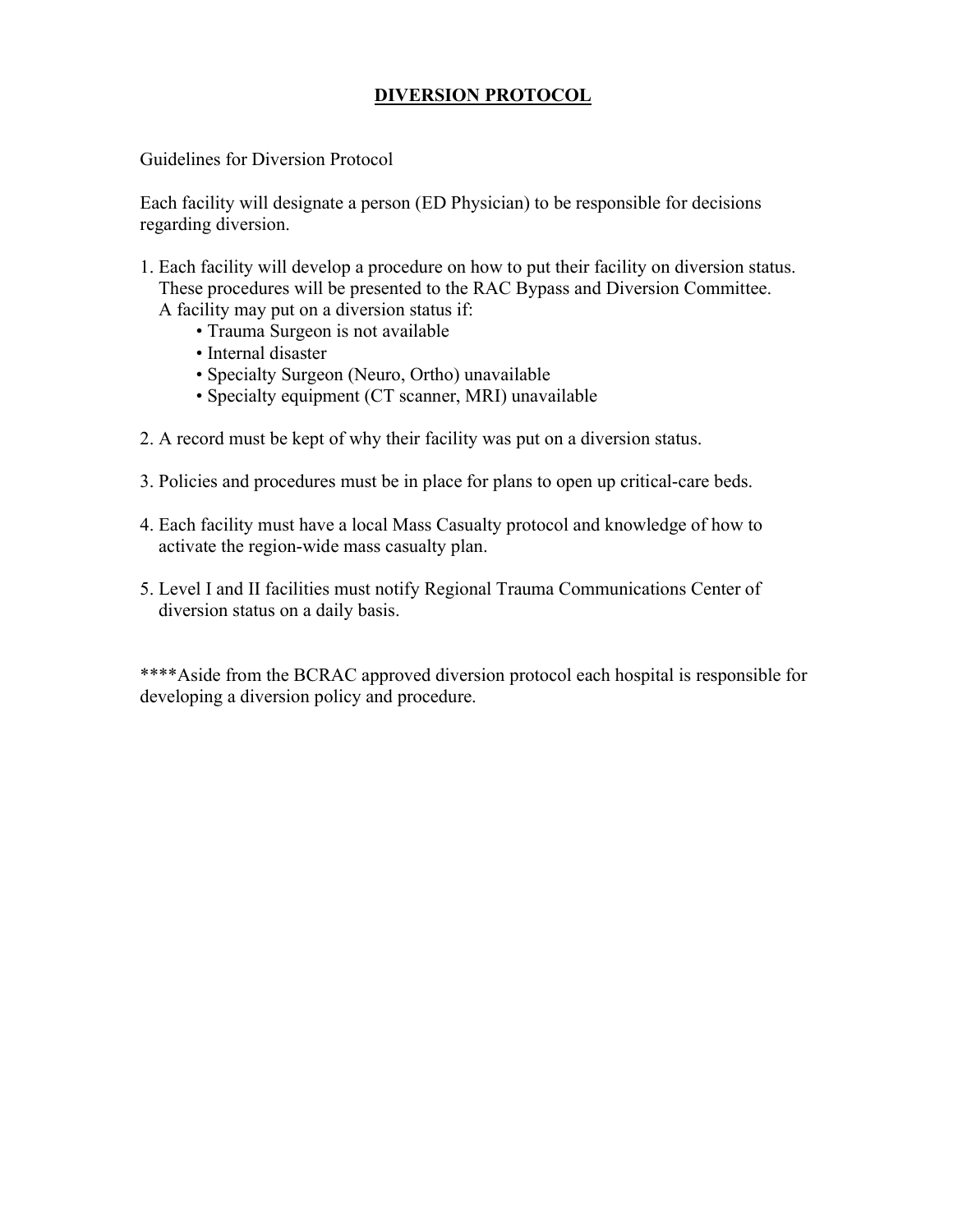# DIVERSION PROTOCOL

Guidelines for Diversion Protocol

Each facility will designate a person (ED Physician) to be responsible for decisions regarding diversion.

1. Each facility will develop a procedure on how to put their facility on diversion status. These procedures will be presented to the RAC Bypass and Diversion Committee. A facility may put on a diversion status if:
   - Trauma Surgeon is not available
   - Internal disaster
   - Specialty Surgeon (Neuro, Ortho) unavailable
   - Specialty equipment (CT scanner, MRI) unavailable

2. A record must be kept of why their facility was put on a diversion status.

3. Policies and procedures must be in place for plans to open up critical-care beds.

4. Each facility must have a local Mass Casualty protocol and knowledge of how to activate the region-wide mass casualty plan.

5. Level I and II facilities must notify Regional Trauma Communications Center of diversion status on a daily basis.

****Aside from the BCRAC approved diversion protocol each hospital is responsible for developing a diversion policy and procedure.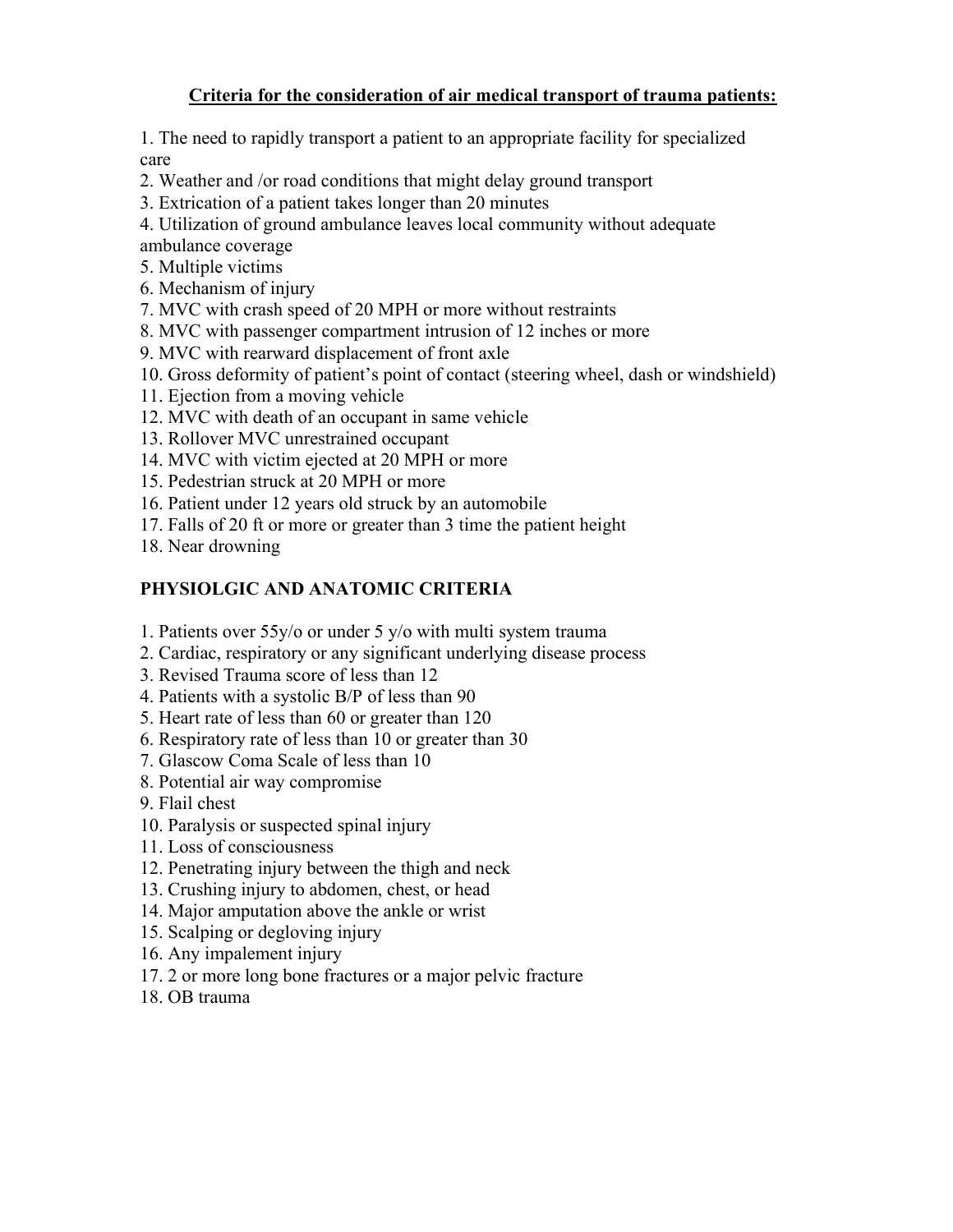## Criteria for the consideration of air medical transport of trauma patients:

1. The need to rapidly transport a patient to an appropriate facility for specialized care
2. Weather and /or road conditions that might delay ground transport
3. Extrication of a patient takes longer than 20 minutes
4. Utilization of ground ambulance leaves local community without adequate ambulance coverage
5. Multiple victims
6. Mechanism of injury
7. MVC with crash speed of 20 MPH or more without restraints
8. MVC with passenger compartment intrusion of 12 inches or more
9. MVC with rearward displacement of front axle
10. Gross deformity of patient's point of contact (steering wheel, dash or windshield)
11. Ejection from a moving vehicle
12. MVC with death of an occupant in same vehicle
13. Rollover MVC unrestrained occupant
14. MVC with victim ejected at 20 MPH or more
15. Pedestrian struck at 20 MPH or more
16. Patient under 12 years old struck by an automobile
17. Falls of 20 ft or more or greater than 3 time the patient height
18. Near drowning

## PHYSIOLGIC AND ANATOMIC CRITERIA

1. Patients over 55y/o or under 5 y/o with multi system trauma
2. Cardiac, respiratory or any significant underlying disease process
3. Revised Trauma score of less than 12
4. Patients with a systolic B/P of less than 90
5. Heart rate of less than 60 or greater than 120
6. Respiratory rate of less than 10 or greater than 30
7. Glascow Coma Scale of less than 10
8. Potential air way compromise
9. Flail chest
10. Paralysis or suspected spinal injury
11. Loss of consciousness
12. Penetrating injury between the thigh and neck
13. Crushing injury to abdomen, chest, or head
14. Major amputation above the ankle or wrist
15. Scalping or degloving injury
16. Any impalement injury
17. 2 or more long bone fractures or a major pelvic fracture
18. OB trauma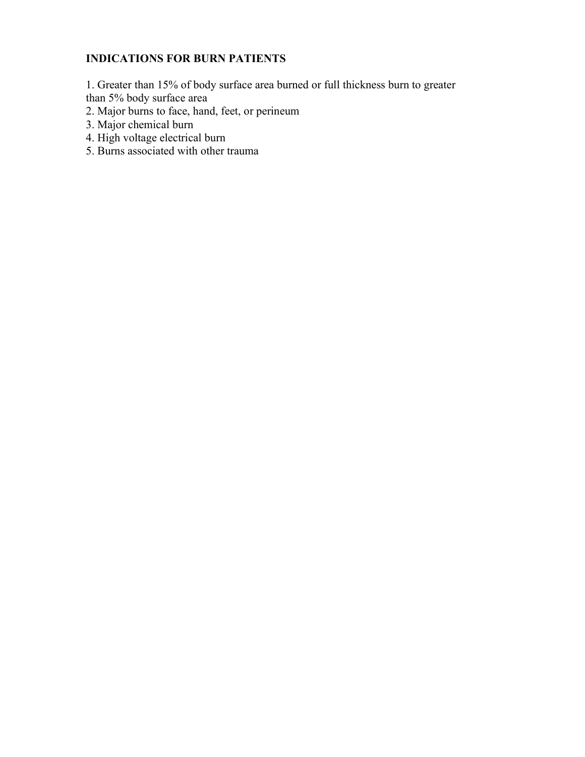**INDICATIONS FOR BURN PATIENTS**

1. Greater than 15% of body surface area burned or full thickness burn to greater than 5% body surface area
2. Major burns to face, hand, feet, or perineum
3. Major chemical burn
4. High voltage electrical burn
5. Burns associated with other trauma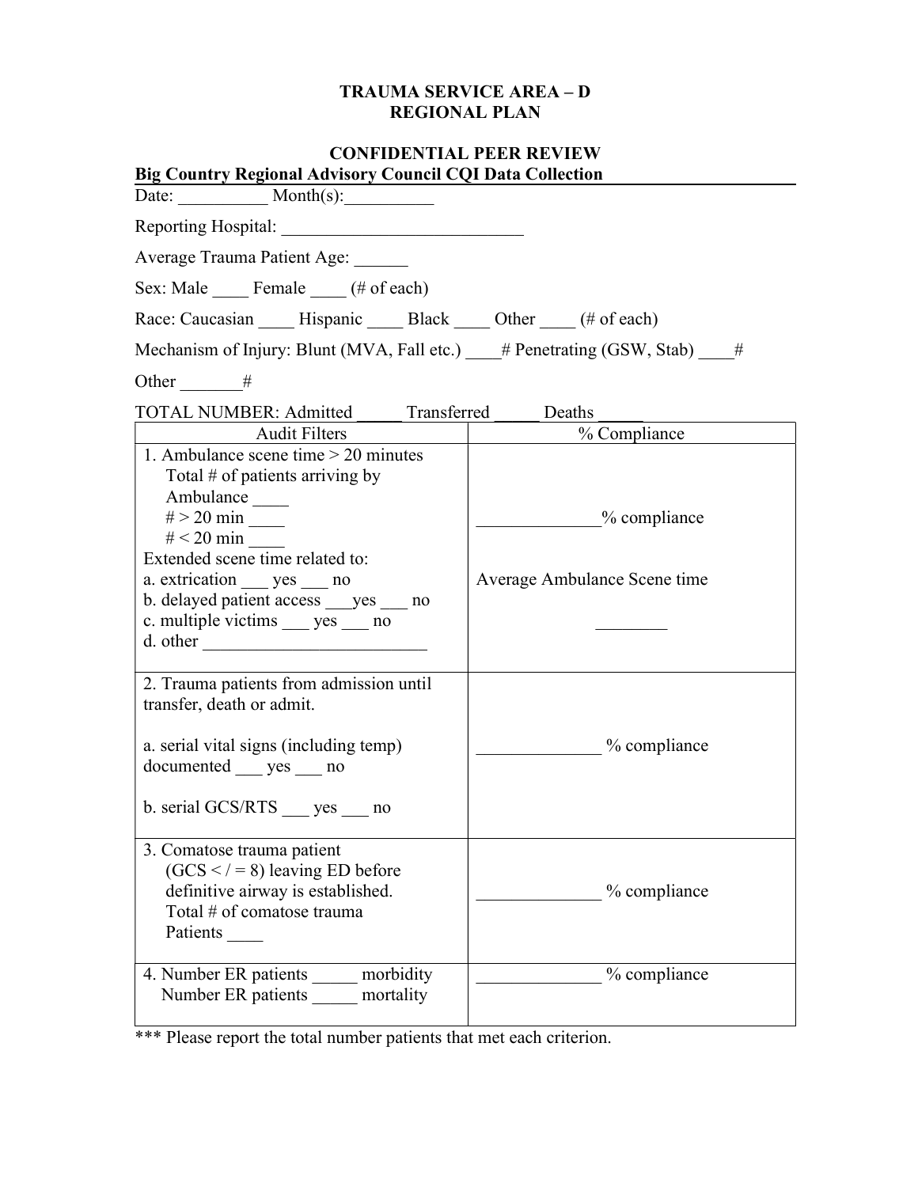# TRAUMA SERVICE AREA – D
# REGIONAL PLAN

## CONFIDENTIAL PEER REVIEW

**Big Country Regional Advisory Council CQI Data Collection**

Date: __________ Month(s):__________

Reporting Hospital: ___________________________

Average Trauma Patient Age: ______

Sex: Male ____ Female ____ (# of each)

Race: Caucasian ____ Hispanic ____ Black ____ Other ____ (# of each)

Mechanism of Injury: Blunt (MVA, Fall etc.) ____# Penetrating (GSW, Stab) ____#

Other _______#

TOTAL NUMBER: Admitted _____ Transferred _____ Deaths _____

| Audit Filters | % Compliance |
|---|---|
| 1. Ambulance scene time > 20 minutes<br>Total # of patients arriving by Ambulance ____<br># > 20 min ____<br># < 20 min ____<br>Extended scene time related to:<br>a. extrication ___ yes ___ no<br>b. delayed patient access ___yes ___ no<br>c. multiple victims ___ yes ___ no<br>d. other ________________________ | _____________% compliance<br><br>Average Ambulance Scene time<br><br>________ |
| 2. Trauma patients from admission until transfer, death or admit.<br><br>a. serial vital signs (including temp) documented ___ yes ___ no<br><br>b. serial GCS/RTS ___ yes ___ no | _____________ % compliance |
| 3. Comatose trauma patient (GCS < / = 8) leaving ED before definitive airway is established.<br>Total # of comatose trauma Patients ____ | _____________ % compliance |
| 4. Number ER patients _____ morbidity<br>Number ER patients _____ mortality | _____________ % compliance |

*** Please report the total number patients that met each criterion.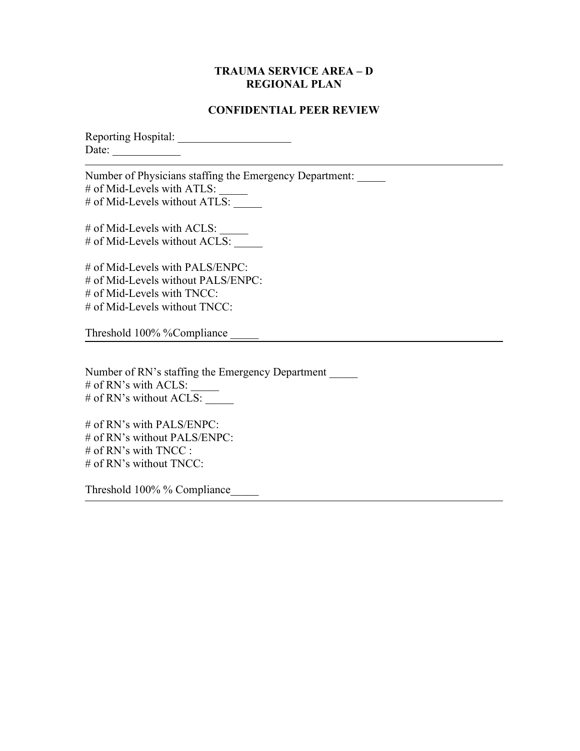**TRAUMA SERVICE AREA – D**
**REGIONAL PLAN**

**CONFIDENTIAL PEER REVIEW**

Reporting Hospital: ____________________
Date: ____________

---

Number of Physicians staffing the Emergency Department: _____
# of Mid-Levels with ATLS: _____
# of Mid-Levels without ATLS: _____

# of Mid-Levels with ACLS: _____
# of Mid-Levels without ACLS: _____

# of Mid-Levels with PALS/ENPC:
# of Mid-Levels without PALS/ENPC:
# of Mid-Levels with TNCC:
# of Mid-Levels without TNCC:

Threshold 100% %Compliance _____

---

Number of RN's staffing the Emergency Department _____
# of RN's with ACLS: _____
# of RN's without ACLS: _____

# of RN's with PALS/ENPC:
# of RN's without PALS/ENPC:
# of RN's with TNCC :
# of RN's without TNCC:

Threshold 100% % Compliance_____

---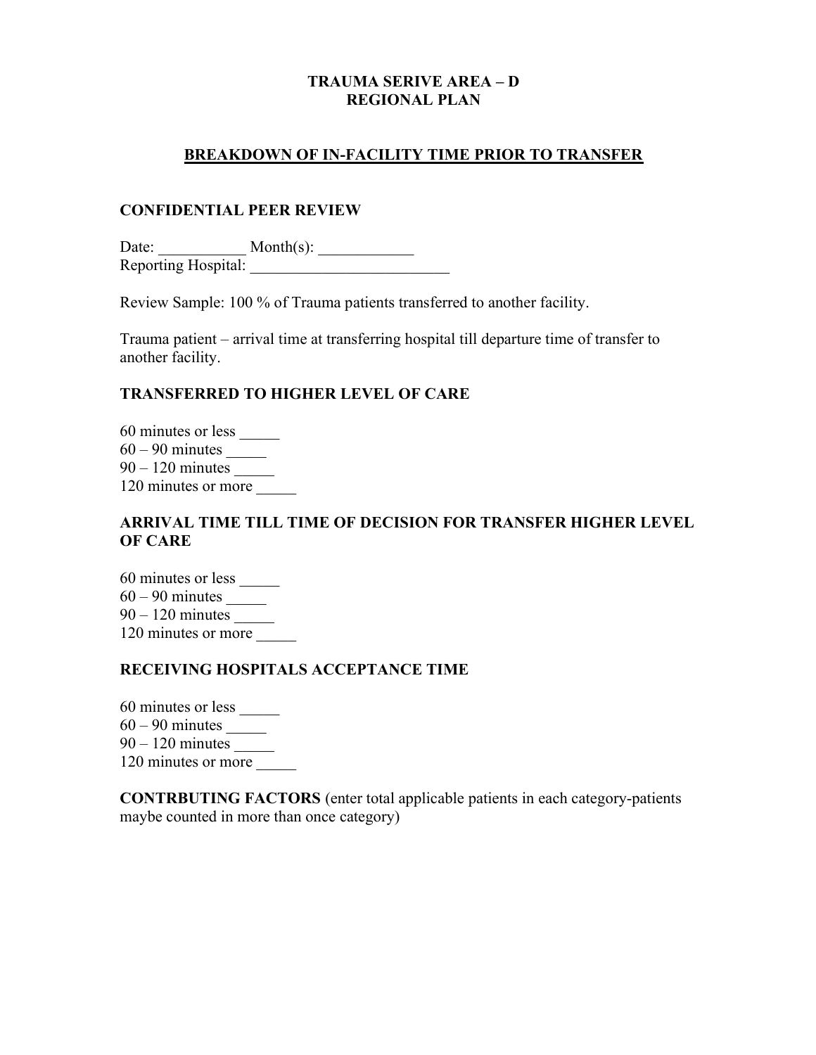**TRAUMA SERIVE AREA – D**
**REGIONAL PLAN**

**BREAKDOWN OF IN-FACILITY TIME PRIOR TO TRANSFER**

**CONFIDENTIAL PEER REVIEW**

Date: ___________ Month(s): ____________
Reporting Hospital: _________________________

Review Sample: 100 % of Trauma patients transferred to another facility.

Trauma patient – arrival time at transferring hospital till departure time of transfer to another facility.

**TRANSFERRED TO HIGHER LEVEL OF CARE**

60 minutes or less _____
60 – 90 minutes _____
90 – 120 minutes _____
120 minutes or more _____

**ARRIVAL TIME TILL TIME OF DECISION FOR TRANSFER HIGHER LEVEL OF CARE**

60 minutes or less _____
60 – 90 minutes _____
90 – 120 minutes _____
120 minutes or more _____

**RECEIVING HOSPITALS ACCEPTANCE TIME**

60 minutes or less _____
60 – 90 minutes _____
90 – 120 minutes _____
120 minutes or more _____

**CONTRBUTING FACTORS** (enter total applicable patients in each category-patients maybe counted in more than once category)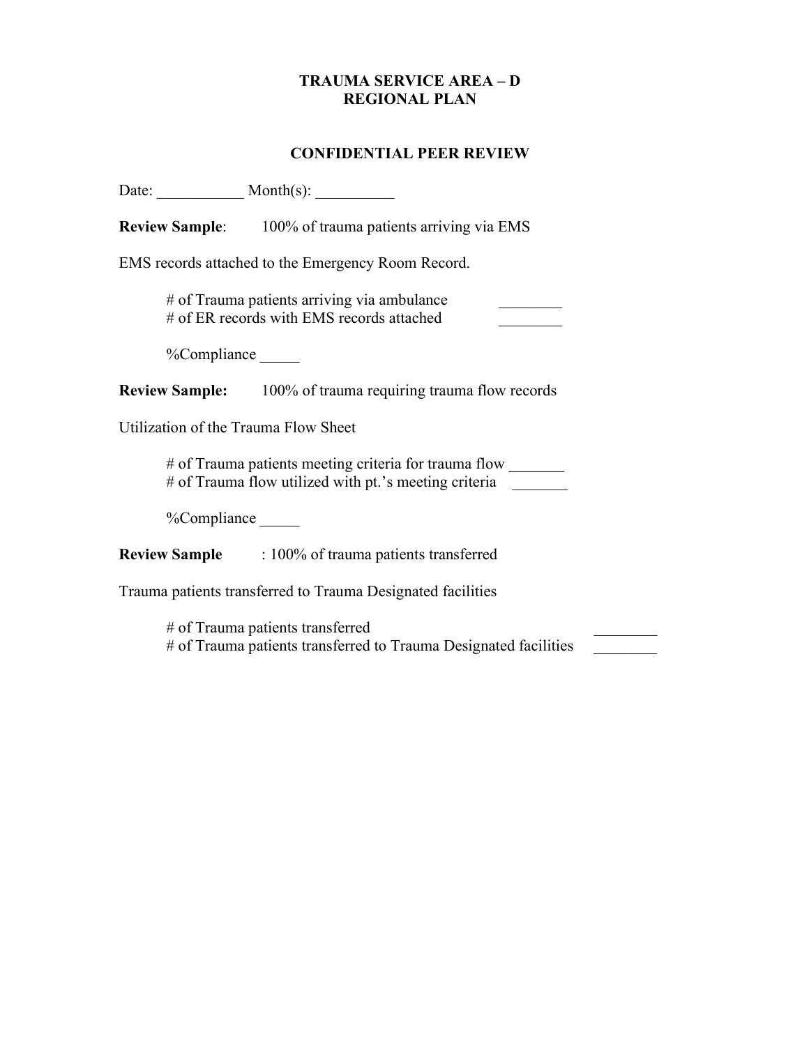# TRAUMA SERVICE AREA – D
# REGIONAL PLAN

## CONFIDENTIAL PEER REVIEW

Date: ___________ Month(s): __________

**Review Sample**: 100% of trauma patients arriving via EMS

EMS records attached to the Emergency Room Record.

# of Trauma patients arriving via ambulance ________
# of ER records with EMS records attached ________

%Compliance _____

**Review Sample:** 100% of trauma requiring trauma flow records

Utilization of the Trauma Flow Sheet

# of Trauma patients meeting criteria for trauma flow _______
# of Trauma flow utilized with pt.'s meeting criteria _______

%Compliance _____

**Review Sample** : 100% of trauma patients transferred

Trauma patients transferred to Trauma Designated facilities

# of Trauma patients transferred ________
# of Trauma patients transferred to Trauma Designated facilities ________